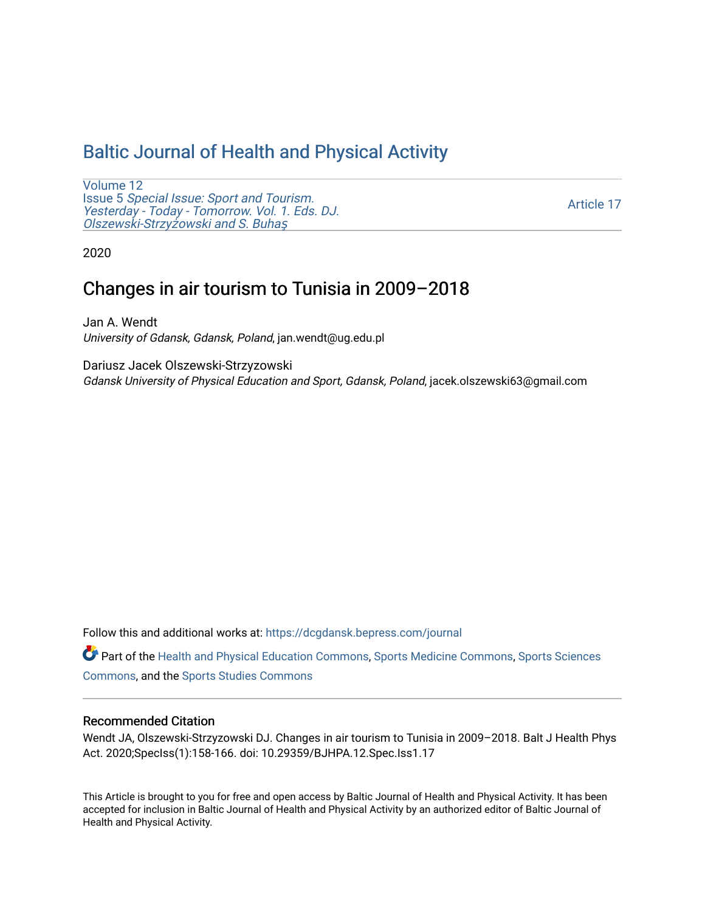# Baltic Journal of Health and Physical Activity

Volume 12
Issue 5 *Special Issue: Sport and Tourism. Yesterday - Today - Tomorrow. Vol. 1. Eds. DJ. Olszewski-Strzyżowski and S. Buhaş*

Article 17

2020

## Changes in air tourism to Tunisia in 2009–2018

Jan A. Wendt
*University of Gdansk, Gdansk, Poland*, jan.wendt@ug.edu.pl

Dariusz Jacek Olszewski-Strzyzowski
*Gdansk University of Physical Education and Sport, Gdansk, Poland*, jacek.olszewski63@gmail.com

Follow this and additional works at: https://dcgdansk.bepress.com/journal

Part of the Health and Physical Education Commons, Sports Medicine Commons, Sports Sciences Commons, and the Sports Studies Commons

### Recommended Citation

Wendt JA, Olszewski-Strzyzowski DJ. Changes in air tourism to Tunisia in 2009–2018. Balt J Health Phys Act. 2020;SpecIss(1):158-166. doi: 10.29359/BJHPA.12.Spec.Iss1.17

This Article is brought to you for free and open access by Baltic Journal of Health and Physical Activity. It has been accepted for inclusion in Baltic Journal of Health and Physical Activity by an authorized editor of Baltic Journal of Health and Physical Activity.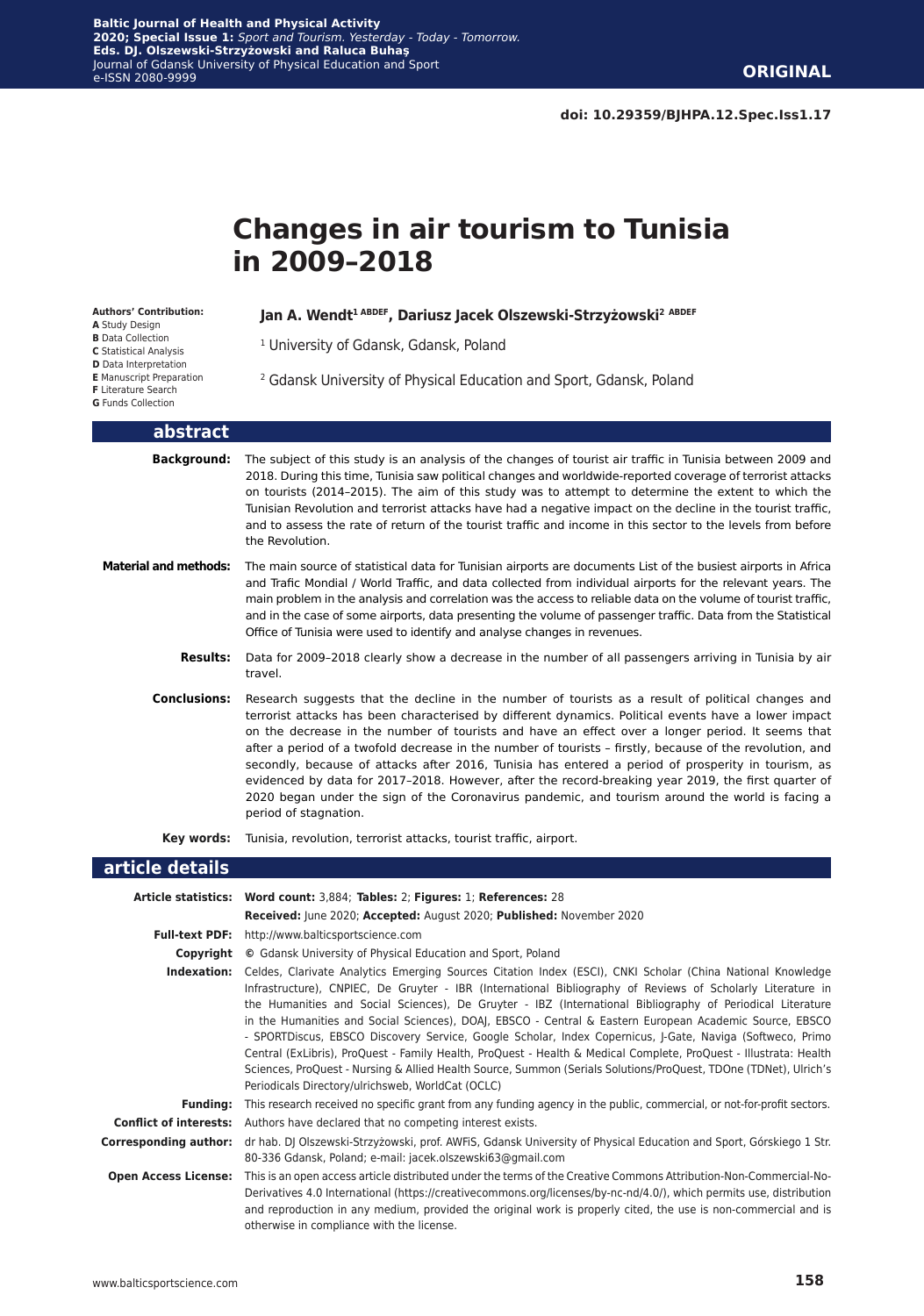# Changes in air tourism to Tunisia in 2009–2018

**Authors' Contribution:**
**A** Study Design
**B** Data Collection
**C** Statistical Analysis
**D** Data Interpretation
**E** Manuscript Preparation
**F** Literature Search
**G** Funds Collection

**Jan A. Wendt[1 ABDEF], Dariusz Jacek Olszewski-Strzyżowski[2 ABDEF]**

[1] University of Gdansk, Gdansk, Poland

[2] Gdansk University of Physical Education and Sport, Gdansk, Poland

## abstract

**Background:** The subject of this study is an analysis of the changes of tourist air traffic in Tunisia between 2009 and 2018. During this time, Tunisia saw political changes and worldwide-reported coverage of terrorist attacks on tourists (2014–2015). The aim of this study was to attempt to determine the extent to which the Tunisian Revolution and terrorist attacks have had a negative impact on the decline in the tourist traffic, and to assess the rate of return of the tourist traffic and income in this sector to the levels from before the Revolution.

**Material and methods:** The main source of statistical data for Tunisian airports are documents List of the busiest airports in Africa and Trafic Mondial / World Traffic, and data collected from individual airports for the relevant years. The main problem in the analysis and correlation was the access to reliable data on the volume of tourist traffic, and in the case of some airports, data presenting the volume of passenger traffic. Data from the Statistical Office of Tunisia were used to identify and analyse changes in revenues.

**Results:** Data for 2009–2018 clearly show a decrease in the number of all passengers arriving in Tunisia by air travel.

**Conclusions:** Research suggests that the decline in the number of tourists as a result of political changes and terrorist attacks has been characterised by different dynamics. Political events have a lower impact on the decrease in the number of tourists and have an effect over a longer period. It seems that after a period of a twofold decrease in the number of tourists – firstly, because of the revolution, and secondly, because of attacks after 2016, Tunisia has entered a period of prosperity in tourism, as evidenced by data for 2017–2018. However, after the record-breaking year 2019, the first quarter of 2020 began under the sign of the Coronavirus pandemic, and tourism around the world is facing a period of stagnation.

**Key words:** Tunisia, revolution, terrorist attacks, tourist traffic, airport.

## article details

**Article statistics:** **Word count:** 3,884; **Tables:** 2; **Figures:** 1; **References:** 28
**Received:** June 2020; **Accepted:** August 2020; **Published:** November 2020

**Full-text PDF:** http://www.balticsportscience.com

**Copyright** © Gdansk University of Physical Education and Sport, Poland

**Indexation:** Celdes, Clarivate Analytics Emerging Sources Citation Index (ESCI), CNKI Scholar (China National Knowledge Infrastructure), CNPIEC, De Gruyter - IBR (International Bibliography of Reviews of Scholarly Literature in the Humanities and Social Sciences), De Gruyter - IBZ (International Bibliography of Periodical Literature in the Humanities and Social Sciences), DOAJ, EBSCO - Central & Eastern European Academic Source, EBSCO - SPORTDiscus, EBSCO Discovery Service, Google Scholar, Index Copernicus, J-Gate, Naviga (Softweco, Primo Central (ExLibris), ProQuest - Family Health, ProQuest - Health & Medical Complete, ProQuest - Illustrata: Health Sciences, ProQuest - Nursing & Allied Health Source, Summon (Serials Solutions/ProQuest, TDOne (TDNet), Ulrich's Periodicals Directory/ulrichsweb, WorldCat (OCLC)

**Funding:** This research received no specific grant from any funding agency in the public, commercial, or not-for-profit sectors.

**Conflict of interests:** Authors have declared that no competing interest exists.

**Corresponding author:** dr hab. DJ Olszewski-Strzyżowski, prof. AWFiS, Gdansk University of Physical Education and Sport, Górskiego 1 Str. 80-336 Gdansk, Poland; e-mail: jacek.olszewski63@gmail.com

**Open Access License:** This is an open access article distributed under the terms of the Creative Commons Attribution-Non-Commercial-No-Derivatives 4.0 International (https://creativecommons.org/licenses/by-nc-nd/4.0/), which permits use, distribution and reproduction in any medium, provided the original work is properly cited, the use is non-commercial and is otherwise in compliance with the license.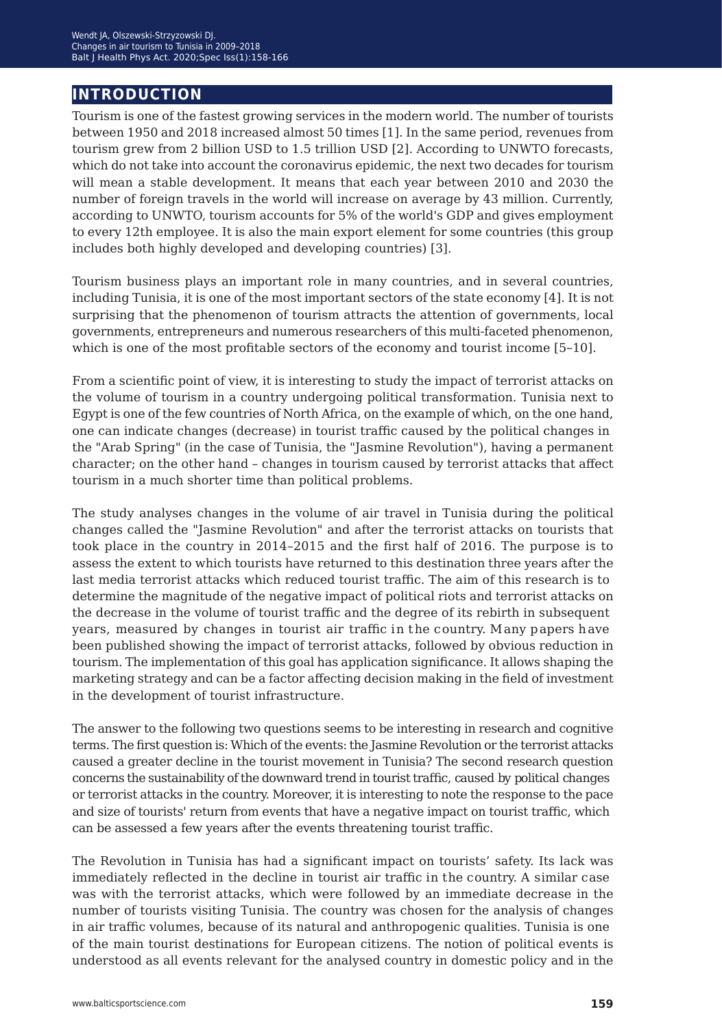## INTRODUCTION

Tourism is one of the fastest growing services in the modern world. The number of tourists between 1950 and 2018 increased almost 50 times [1]. In the same period, revenues from tourism grew from 2 billion USD to 1.5 trillion USD [2]. According to UNWTO forecasts, which do not take into account the coronavirus epidemic, the next two decades for tourism will mean a stable development. It means that each year between 2010 and 2030 the number of foreign travels in the world will increase on average by 43 million. Currently, according to UNWTO, tourism accounts for 5% of the world's GDP and gives employment to every 12th employee. It is also the main export element for some countries (this group includes both highly developed and developing countries) [3].

Tourism business plays an important role in many countries, and in several countries, including Tunisia, it is one of the most important sectors of the state economy [4]. It is not surprising that the phenomenon of tourism attracts the attention of governments, local governments, entrepreneurs and numerous researchers of this multi-faceted phenomenon, which is one of the most profitable sectors of the economy and tourist income [5–10].

From a scientific point of view, it is interesting to study the impact of terrorist attacks on the volume of tourism in a country undergoing political transformation. Tunisia next to Egypt is one of the few countries of North Africa, on the example of which, on the one hand, one can indicate changes (decrease) in tourist traffic caused by the political changes in the "Arab Spring" (in the case of Tunisia, the "Jasmine Revolution"), having a permanent character; on the other hand – changes in tourism caused by terrorist attacks that affect tourism in a much shorter time than political problems.

The study analyses changes in the volume of air travel in Tunisia during the political changes called the "Jasmine Revolution" and after the terrorist attacks on tourists that took place in the country in 2014–2015 and the first half of 2016. The purpose is to assess the extent to which tourists have returned to this destination three years after the last media terrorist attacks which reduced tourist traffic. The aim of this research is to determine the magnitude of the negative impact of political riots and terrorist attacks on the decrease in the volume of tourist traffic and the degree of its rebirth in subsequent years, measured by changes in tourist air traffic in the country. Many papers have been published showing the impact of terrorist attacks, followed by obvious reduction in tourism. The implementation of this goal has application significance. It allows shaping the marketing strategy and can be a factor affecting decision making in the field of investment in the development of tourist infrastructure.

The answer to the following two questions seems to be interesting in research and cognitive terms. The first question is: Which of the events: the Jasmine Revolution or the terrorist attacks caused a greater decline in the tourist movement in Tunisia? The second research question concerns the sustainability of the downward trend in tourist traffic, caused by political changes or terrorist attacks in the country. Moreover, it is interesting to note the response to the pace and size of tourists' return from events that have a negative impact on tourist traffic, which can be assessed a few years after the events threatening tourist traffic.

The Revolution in Tunisia has had a significant impact on tourists' safety. Its lack was immediately reflected in the decline in tourist air traffic in the country. A similar case was with the terrorist attacks, which were followed by an immediate decrease in the number of tourists visiting Tunisia. The country was chosen for the analysis of changes in air traffic volumes, because of its natural and anthropogenic qualities. Tunisia is one of the main tourist destinations for European citizens. The notion of political events is understood as all events relevant for the analysed country in domestic policy and in the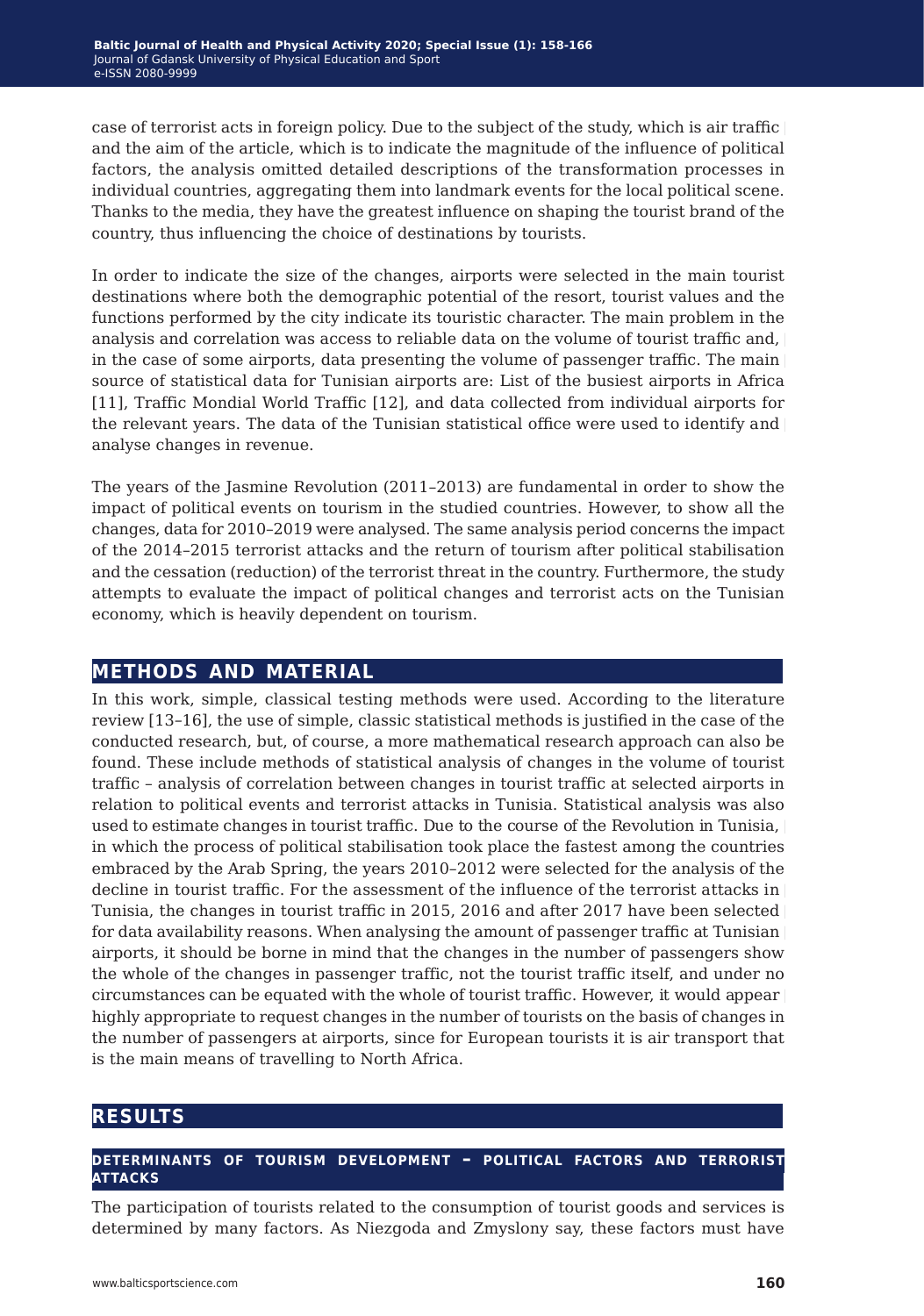case of terrorist acts in foreign policy. Due to the subject of the study, which is air traffic and the aim of the article, which is to indicate the magnitude of the influence of political factors, the analysis omitted detailed descriptions of the transformation processes in individual countries, aggregating them into landmark events for the local political scene. Thanks to the media, they have the greatest influence on shaping the tourist brand of the country, thus influencing the choice of destinations by tourists.

In order to indicate the size of the changes, airports were selected in the main tourist destinations where both the demographic potential of the resort, tourist values and the functions performed by the city indicate its touristic character. The main problem in the analysis and correlation was access to reliable data on the volume of tourist traffic and, in the case of some airports, data presenting the volume of passenger traffic. The main source of statistical data for Tunisian airports are: List of the busiest airports in Africa [11], Traffic Mondial World Traffic [12], and data collected from individual airports for the relevant years. The data of the Tunisian statistical office were used to identify and analyse changes in revenue.

The years of the Jasmine Revolution (2011–2013) are fundamental in order to show the impact of political events on tourism in the studied countries. However, to show all the changes, data for 2010–2019 were analysed. The same analysis period concerns the impact of the 2014–2015 terrorist attacks and the return of tourism after political stabilisation and the cessation (reduction) of the terrorist threat in the country. Furthermore, the study attempts to evaluate the impact of political changes and terrorist acts on the Tunisian economy, which is heavily dependent on tourism.

## METHODS AND MATERIAL

In this work, simple, classical testing methods were used. According to the literature review [13–16], the use of simple, classic statistical methods is justified in the case of the conducted research, but, of course, a more mathematical research approach can also be found. These include methods of statistical analysis of changes in the volume of tourist traffic – analysis of correlation between changes in tourist traffic at selected airports in relation to political events and terrorist attacks in Tunisia. Statistical analysis was also used to estimate changes in tourist traffic. Due to the course of the Revolution in Tunisia, in which the process of political stabilisation took place the fastest among the countries embraced by the Arab Spring, the years 2010–2012 were selected for the analysis of the decline in tourist traffic. For the assessment of the influence of the terrorist attacks in Tunisia, the changes in tourist traffic in 2015, 2016 and after 2017 have been selected for data availability reasons. When analysing the amount of passenger traffic at Tunisian airports, it should be borne in mind that the changes in the number of passengers show the whole of the changes in passenger traffic, not the tourist traffic itself, and under no circumstances can be equated with the whole of tourist traffic. However, it would appear highly appropriate to request changes in the number of tourists on the basis of changes in the number of passengers at airports, since for European tourists it is air transport that is the main means of travelling to North Africa.

## RESULTS

### DETERMINANTS OF TOURISM DEVELOPMENT – POLITICAL FACTORS AND TERRORIST ATTACKS

The participation of tourists related to the consumption of tourist goods and services is determined by many factors. As Niezgoda and Zmyslony say, these factors must have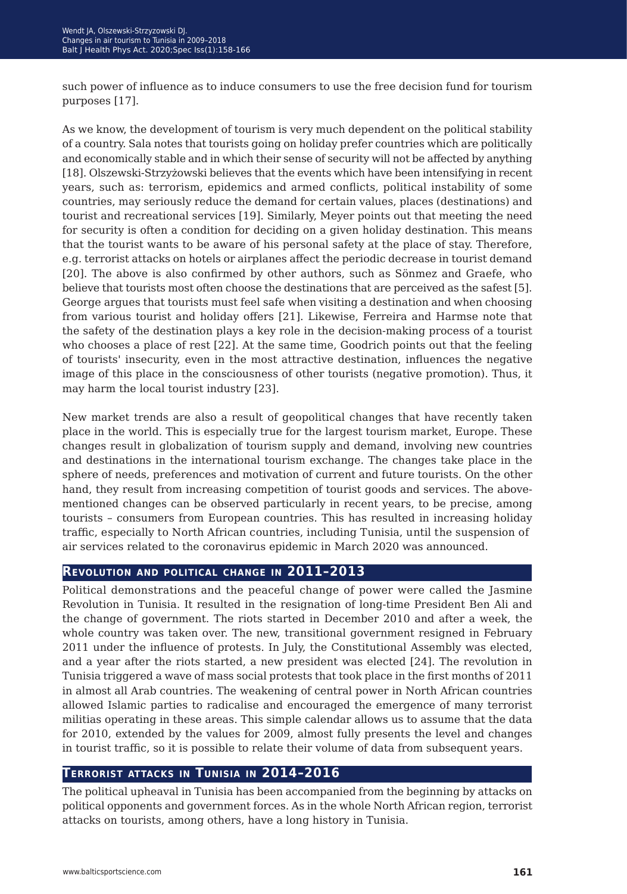such power of influence as to induce consumers to use the free decision fund for tourism purposes [17].

As we know, the development of tourism is very much dependent on the political stability of a country. Sala notes that tourists going on holiday prefer countries which are politically and economically stable and in which their sense of security will not be affected by anything [18]. Olszewski-Strzyżowski believes that the events which have been intensifying in recent years, such as: terrorism, epidemics and armed conflicts, political instability of some countries, may seriously reduce the demand for certain values, places (destinations) and tourist and recreational services [19]. Similarly, Meyer points out that meeting the need for security is often a condition for deciding on a given holiday destination. This means that the tourist wants to be aware of his personal safety at the place of stay. Therefore, e.g. terrorist attacks on hotels or airplanes affect the periodic decrease in tourist demand [20]. The above is also confirmed by other authors, such as Sönmez and Graefe, who believe that tourists most often choose the destinations that are perceived as the safest [5]. George argues that tourists must feel safe when visiting a destination and when choosing from various tourist and holiday offers [21]. Likewise, Ferreira and Harmse note that the safety of the destination plays a key role in the decision-making process of a tourist who chooses a place of rest [22]. At the same time, Goodrich points out that the feeling of tourists' insecurity, even in the most attractive destination, influences the negative image of this place in the consciousness of other tourists (negative promotion). Thus, it may harm the local tourist industry [23].

New market trends are also a result of geopolitical changes that have recently taken place in the world. This is especially true for the largest tourism market, Europe. These changes result in globalization of tourism supply and demand, involving new countries and destinations in the international tourism exchange. The changes take place in the sphere of needs, preferences and motivation of current and future tourists. On the other hand, they result from increasing competition of tourist goods and services. The above-mentioned changes can be observed particularly in recent years, to be precise, among tourists – consumers from European countries. This has resulted in increasing holiday traffic, especially to North African countries, including Tunisia, until the suspension of air services related to the coronavirus epidemic in March 2020 was announced.

## Revolution and political change in 2011–2013

Political demonstrations and the peaceful change of power were called the Jasmine Revolution in Tunisia. It resulted in the resignation of long-time President Ben Ali and the change of government. The riots started in December 2010 and after a week, the whole country was taken over. The new, transitional government resigned in February 2011 under the influence of protests. In July, the Constitutional Assembly was elected, and a year after the riots started, a new president was elected [24]. The revolution in Tunisia triggered a wave of mass social protests that took place in the first months of 2011 in almost all Arab countries. The weakening of central power in North African countries allowed Islamic parties to radicalise and encouraged the emergence of many terrorist militias operating in these areas. This simple calendar allows us to assume that the data for 2010, extended by the values for 2009, almost fully presents the level and changes in tourist traffic, so it is possible to relate their volume of data from subsequent years.

## Terrorist attacks in Tunisia in 2014–2016

The political upheaval in Tunisia has been accompanied from the beginning by attacks on political opponents and government forces. As in the whole North African region, terrorist attacks on tourists, among others, have a long history in Tunisia.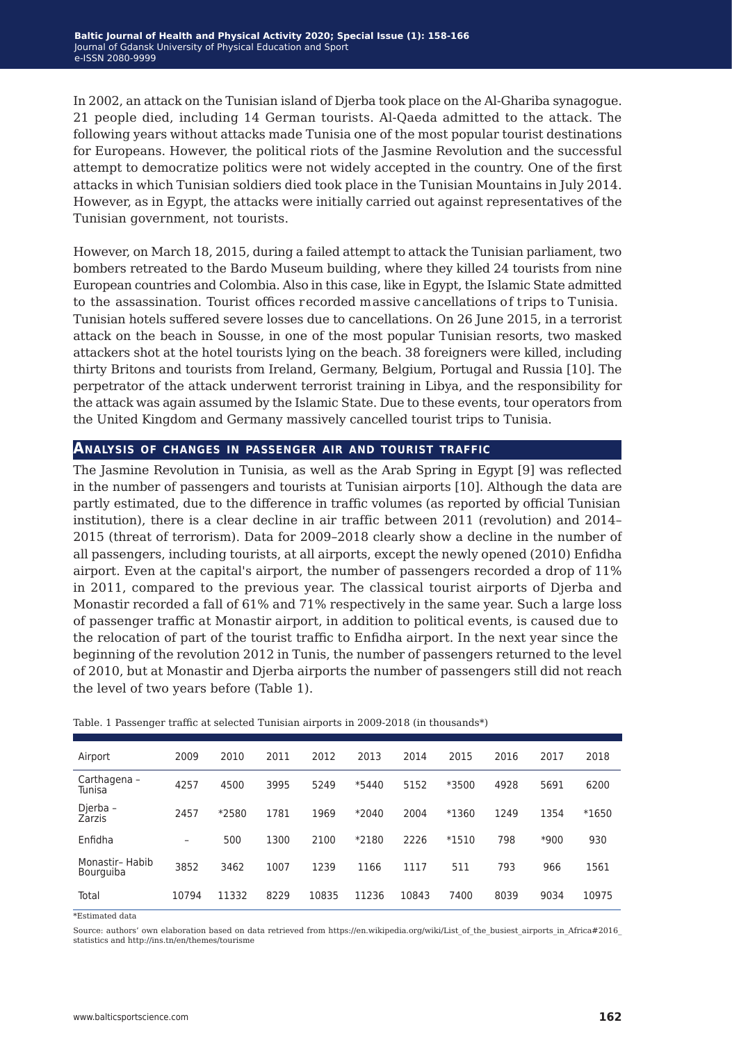In 2002, an attack on the Tunisian island of Djerba took place on the Al-Ghariba synagogue. 21 people died, including 14 German tourists. Al-Qaeda admitted to the attack. The following years without attacks made Tunisia one of the most popular tourist destinations for Europeans. However, the political riots of the Jasmine Revolution and the successful attempt to democratize politics were not widely accepted in the country. One of the first attacks in which Tunisian soldiers died took place in the Tunisian Mountains in July 2014. However, as in Egypt, the attacks were initially carried out against representatives of the Tunisian government, not tourists.

However, on March 18, 2015, during a failed attempt to attack the Tunisian parliament, two bombers retreated to the Bardo Museum building, where they killed 24 tourists from nine European countries and Colombia. Also in this case, like in Egypt, the Islamic State admitted to the assassination. Tourist offices recorded massive cancellations of trips to Tunisia. Tunisian hotels suffered severe losses due to cancellations. On 26 June 2015, in a terrorist attack on the beach in Sousse, in one of the most popular Tunisian resorts, two masked attackers shot at the hotel tourists lying on the beach. 38 foreigners were killed, including thirty Britons and tourists from Ireland, Germany, Belgium, Portugal and Russia [10]. The perpetrator of the attack underwent terrorist training in Libya, and the responsibility for the attack was again assumed by the Islamic State. Due to these events, tour operators from the United Kingdom and Germany massively cancelled tourist trips to Tunisia.

## Analysis of changes in passenger air and tourist traffic

The Jasmine Revolution in Tunisia, as well as the Arab Spring in Egypt [9] was reflected in the number of passengers and tourists at Tunisian airports [10]. Although the data are partly estimated, due to the difference in traffic volumes (as reported by official Tunisian institution), there is a clear decline in air traffic between 2011 (revolution) and 2014–2015 (threat of terrorism). Data for 2009–2018 clearly show a decline in the number of all passengers, including tourists, at all airports, except the newly opened (2010) Enfidha airport. Even at the capital's airport, the number of passengers recorded a drop of 11% in 2011, compared to the previous year. The classical tourist airports of Djerba and Monastir recorded a fall of 61% and 71% respectively in the same year. Such a large loss of passenger traffic at Monastir airport, in addition to political events, is caused due to the relocation of part of the tourist traffic to Enfidha airport. In the next year since the beginning of the revolution 2012 in Tunis, the number of passengers returned to the level of 2010, but at Monastir and Djerba airports the number of passengers still did not reach the level of two years before (Table 1).

Table. 1 Passenger traffic at selected Tunisian airports in 2009-2018 (in thousands*)

| Airport | 2009 | 2010 | 2011 | 2012 | 2013 | 2014 | 2015 | 2016 | 2017 | 2018 |
|---|---|---|---|---|---|---|---|---|---|---|
| Carthagena – Tunisa | 4257 | 4500 | 3995 | 5249 | *5440 | 5152 | *3500 | 4928 | 5691 | 6200 |
| Djerba – Zarzis | 2457 | *2580 | 1781 | 1969 | *2040 | 2004 | *1360 | 1249 | 1354 | *1650 |
| Enfidha | – | 500 | 1300 | 2100 | *2180 | 2226 | *1510 | 798 | *900 | 930 |
| Monastir– Habib Bourguiba | 3852 | 3462 | 1007 | 1239 | 1166 | 1117 | 511 | 793 | 966 | 1561 |
| Total | 10794 | 11332 | 8229 | 10835 | 11236 | 10843 | 7400 | 8039 | 9034 | 10975 |

*Estimated data

Source: authors' own elaboration based on data retrieved from https://en.wikipedia.org/wiki/List_of_the_busiest_airports_in_Africa#2016_statistics and http://ins.tn/en/themes/tourisme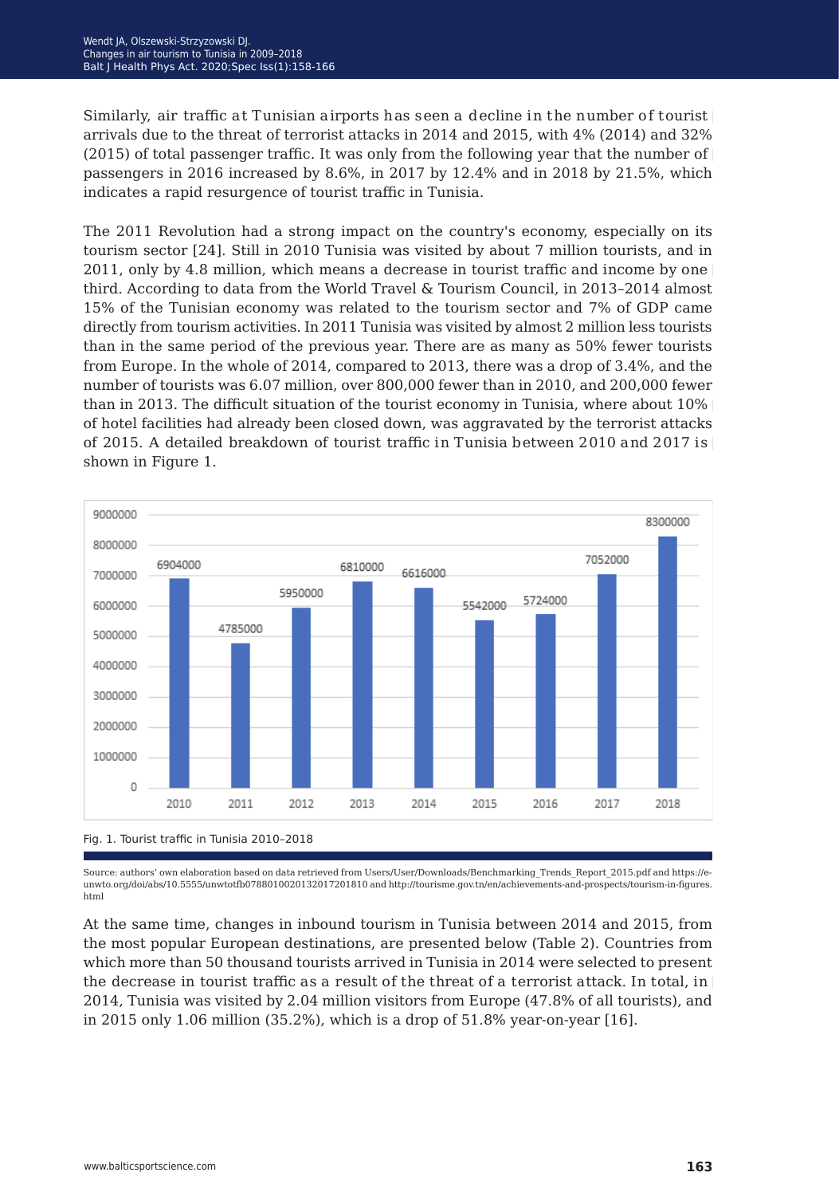Similarly, air traffic at Tunisian airports has seen a decline in the number of tourist arrivals due to the threat of terrorist attacks in 2014 and 2015, with 4% (2014) and 32% (2015) of total passenger traffic. It was only from the following year that the number of passengers in 2016 increased by 8.6%, in 2017 by 12.4% and in 2018 by 21.5%, which indicates a rapid resurgence of tourist traffic in Tunisia.

The 2011 Revolution had a strong impact on the country's economy, especially on its tourism sector [24]. Still in 2010 Tunisia was visited by about 7 million tourists, and in 2011, only by 4.8 million, which means a decrease in tourist traffic and income by one third. According to data from the World Travel & Tourism Council, in 2013–2014 almost 15% of the Tunisian economy was related to the tourism sector and 7% of GDP came directly from tourism activities. In 2011 Tunisia was visited by almost 2 million less tourists than in the same period of the previous year. There are as many as 50% fewer tourists from Europe. In the whole of 2014, compared to 2013, there was a drop of 3.4%, and the number of tourists was 6.07 million, over 800,000 fewer than in 2010, and 200,000 fewer than in 2013. The difficult situation of the tourist economy in Tunisia, where about 10% of hotel facilities had already been closed down, was aggravated by the terrorist attacks of 2015. A detailed breakdown of tourist traffic in Tunisia between 2010 and 2017 is shown in Figure 1.

| Year | Tourist traffic |
| --- | --- |
| 2010 | 6904000 |
| 2011 | 4785000 |
| 2012 | 5950000 |
| 2013 | 6810000 |
| 2014 | 6616000 |
| 2015 | 5542000 |
| 2016 | 5724000 |
| 2017 | 7052000 |
| 2018 | 8300000 |

Fig. 1. Tourist traffic in Tunisia 2010–2018

Source: authors' own elaboration based on data retrieved from Users/User/Downloads/Benchmarking_Trends_Report_2015.pdf and https://e-unwto.org/doi/abs/10.5555/unwtotfb0788010020132017201810 and http://tourisme.gov.tn/en/achievements-and-prospects/tourism-in-figures.html

At the same time, changes in inbound tourism in Tunisia between 2014 and 2015, from the most popular European destinations, are presented below (Table 2). Countries from which more than 50 thousand tourists arrived in Tunisia in 2014 were selected to present the decrease in tourist traffic as a result of the threat of a terrorist attack. In total, in 2014, Tunisia was visited by 2.04 million visitors from Europe (47.8% of all tourists), and in 2015 only 1.06 million (35.2%), which is a drop of 51.8% year-on-year [16].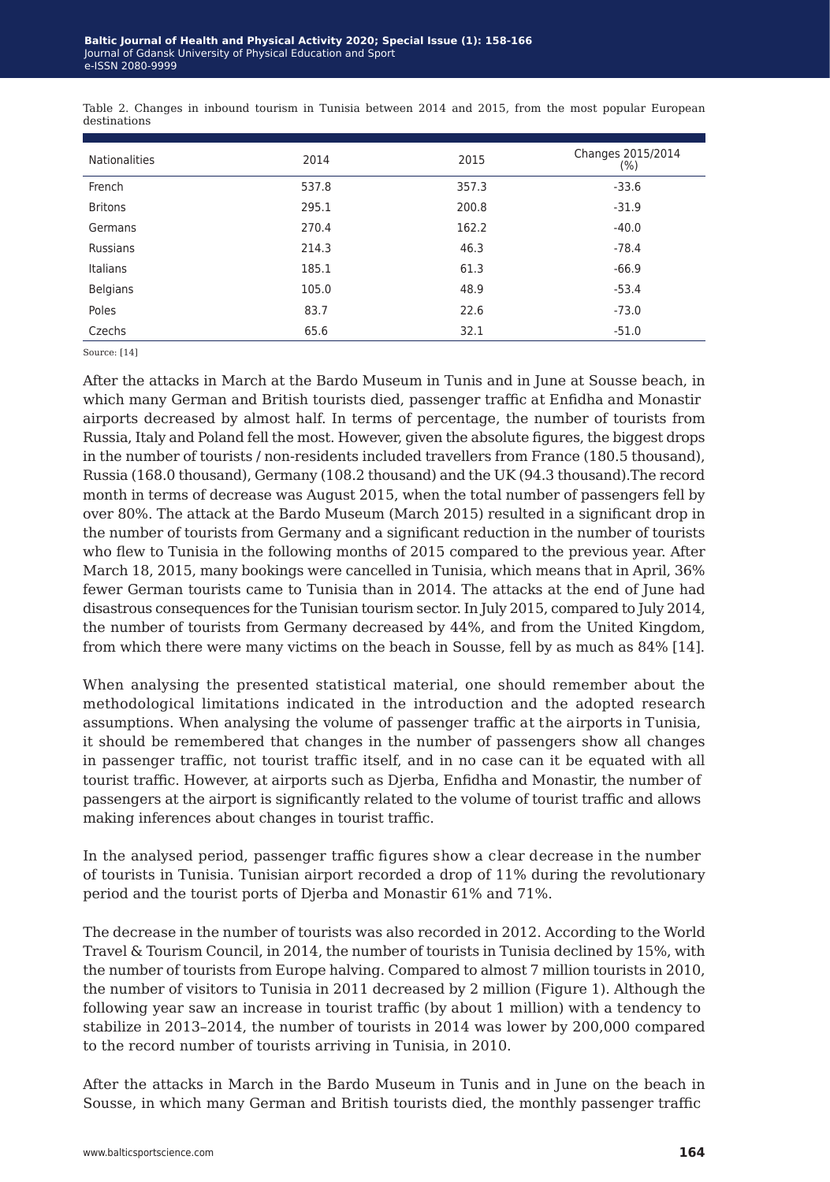Table 2. Changes in inbound tourism in Tunisia between 2014 and 2015, from the most popular European destinations

| Nationalities | 2014 | 2015 | Changes 2015/2014 (%) |
|---|---|---|---|
| French | 537.8 | 357.3 | -33.6 |
| Britons | 295.1 | 200.8 | -31.9 |
| Germans | 270.4 | 162.2 | -40.0 |
| Russians | 214.3 | 46.3 | -78.4 |
| Italians | 185.1 | 61.3 | -66.9 |
| Belgians | 105.0 | 48.9 | -53.4 |
| Poles | 83.7 | 22.6 | -73.0 |
| Czechs | 65.6 | 32.1 | -51.0 |

Source: [14]

After the attacks in March at the Bardo Museum in Tunis and in June at Sousse beach, in which many German and British tourists died, passenger traffic at Enfidha and Monastir airports decreased by almost half. In terms of percentage, the number of tourists from Russia, Italy and Poland fell the most. However, given the absolute figures, the biggest drops in the number of tourists / non-residents included travellers from France (180.5 thousand), Russia (168.0 thousand), Germany (108.2 thousand) and the UK (94.3 thousand).The record month in terms of decrease was August 2015, when the total number of passengers fell by over 80%. The attack at the Bardo Museum (March 2015) resulted in a significant drop in the number of tourists from Germany and a significant reduction in the number of tourists who flew to Tunisia in the following months of 2015 compared to the previous year. After March 18, 2015, many bookings were cancelled in Tunisia, which means that in April, 36% fewer German tourists came to Tunisia than in 2014. The attacks at the end of June had disastrous consequences for the Tunisian tourism sector. In July 2015, compared to July 2014, the number of tourists from Germany decreased by 44%, and from the United Kingdom, from which there were many victims on the beach in Sousse, fell by as much as 84% [14].

When analysing the presented statistical material, one should remember about the methodological limitations indicated in the introduction and the adopted research assumptions. When analysing the volume of passenger traffic at the airports in Tunisia, it should be remembered that changes in the number of passengers show all changes in passenger traffic, not tourist traffic itself, and in no case can it be equated with all tourist traffic. However, at airports such as Djerba, Enfidha and Monastir, the number of passengers at the airport is significantly related to the volume of tourist traffic and allows making inferences about changes in tourist traffic.

In the analysed period, passenger traffic figures show a clear decrease in the number of tourists in Tunisia. Tunisian airport recorded a drop of 11% during the revolutionary period and the tourist ports of Djerba and Monastir 61% and 71%.

The decrease in the number of tourists was also recorded in 2012. According to the World Travel & Tourism Council, in 2014, the number of tourists in Tunisia declined by 15%, with the number of tourists from Europe halving. Compared to almost 7 million tourists in 2010, the number of visitors to Tunisia in 2011 decreased by 2 million (Figure 1). Although the following year saw an increase in tourist traffic (by about 1 million) with a tendency to stabilize in 2013–2014, the number of tourists in 2014 was lower by 200,000 compared to the record number of tourists arriving in Tunisia, in 2010.

After the attacks in March in the Bardo Museum in Tunis and in June on the beach in Sousse, in which many German and British tourists died, the monthly passenger traffic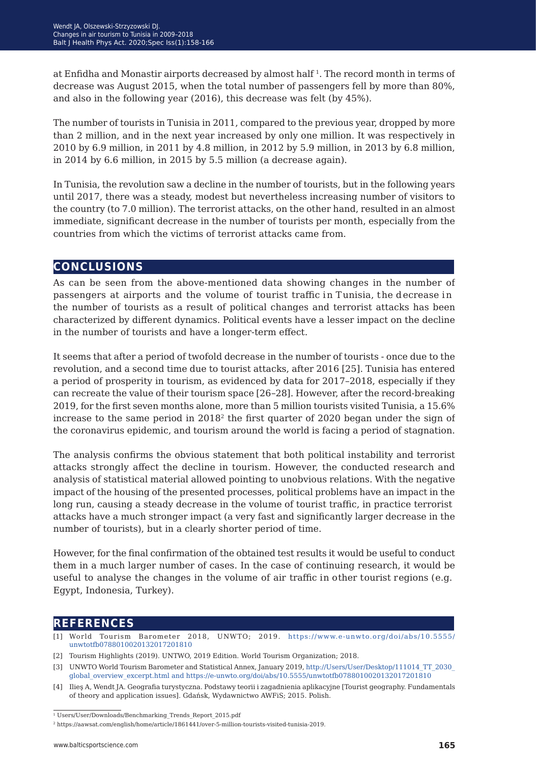at Enfidha and Monastir airports decreased by almost half [1]. The record month in terms of decrease was August 2015, when the total number of passengers fell by more than 80%, and also in the following year (2016), this decrease was felt (by 45%).

The number of tourists in Tunisia in 2011, compared to the previous year, dropped by more than 2 million, and in the next year increased by only one million. It was respectively in 2010 by 6.9 million, in 2011 by 4.8 million, in 2012 by 5.9 million, in 2013 by 6.8 million, in 2014 by 6.6 million, in 2015 by 5.5 million (a decrease again).

In Tunisia, the revolution saw a decline in the number of tourists, but in the following years until 2017, there was a steady, modest but nevertheless increasing number of visitors to the country (to 7.0 million). The terrorist attacks, on the other hand, resulted in an almost immediate, significant decrease in the number of tourists per month, especially from the countries from which the victims of terrorist attacks came from.

## CONCLUSIONS

As can be seen from the above-mentioned data showing changes in the number of passengers at airports and the volume of tourist traffic in Tunisia, the decrease in the number of tourists as a result of political changes and terrorist attacks has been characterized by different dynamics. Political events have a lesser impact on the decline in the number of tourists and have a longer-term effect.

It seems that after a period of twofold decrease in the number of tourists - once due to the revolution, and a second time due to tourist attacks, after 2016 [25]. Tunisia has entered a period of prosperity in tourism, as evidenced by data for 2017–2018, especially if they can recreate the value of their tourism space [26–28]. However, after the record-breaking 2019, for the first seven months alone, more than 5 million tourists visited Tunisia, a 15.6% increase to the same period in 2018[2] the first quarter of 2020 began under the sign of the coronavirus epidemic, and tourism around the world is facing a period of stagnation.

The analysis confirms the obvious statement that both political instability and terrorist attacks strongly affect the decline in tourism. However, the conducted research and analysis of statistical material allowed pointing to unobvious relations. With the negative impact of the housing of the presented processes, political problems have an impact in the long run, causing a steady decrease in the volume of tourist traffic, in practice terrorist attacks have a much stronger impact (a very fast and significantly larger decrease in the number of tourists), but in a clearly shorter period of time.

However, for the final confirmation of the obtained test results it would be useful to conduct them in a much larger number of cases. In the case of continuing research, it would be useful to analyse the changes in the volume of air traffic in other tourist regions (e.g. Egypt, Indonesia, Turkey).

## REFERENCES

[1] World Tourism Barometer 2018, UNWTO; 2019. https://www.e-unwto.org/doi/abs/10.5555/unwtotfb0788010020132017201810

[2] Tourism Highlights (2019). UNTWO, 2019 Edition. World Tourism Organization; 2018.

[3] UNWTO World Tourism Barometer and Statistical Annex, January 2019, http://Users/User/Desktop/111014_TT_2030_global_overview_excerpt.html and https://e-unwto.org/doi/abs/10.5555/unwtotfb0788010020132017201810

[4] Ilieş A, Wendt JA. Geografia turystyczna. Podstawy teorii i zagadnienia aplikacyjne [Tourist geography. Fundamentals of theory and application issues]. Gdańsk, Wydawnictwo AWFiS; 2015. Polish.

---

[1] Users/User/Downloads/Benchmarking_Trends_Report_2015.pdf

[2] https://aawsat.com/english/home/article/1861441/over-5-million-tourists-visited-tunisia-2019.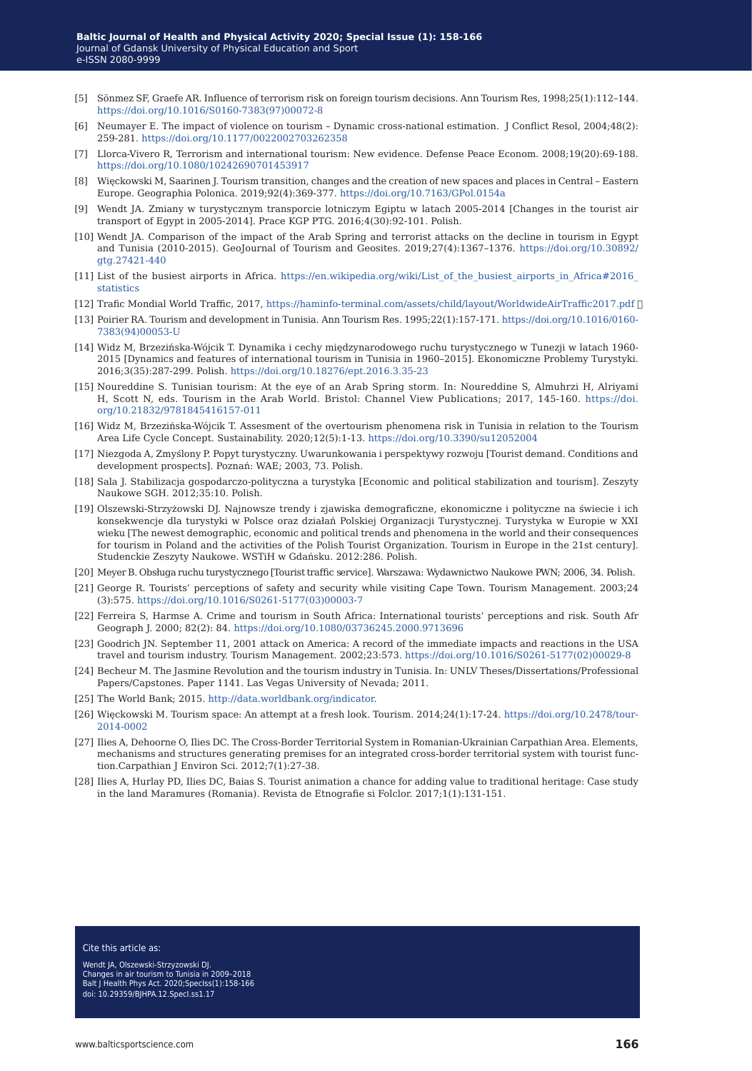[5] Sönmez SF, Graefe AR. Influence of terrorism risk on foreign tourism decisions. Ann Tourism Res, 1998;25(1):112–144. https://doi.org/10.1016/S0160-7383(97)00072-8

[6] Neumayer E. The impact of violence on tourism – Dynamic cross-national estimation. J Conflict Resol, 2004;48(2): 259-281. https://doi.org/10.1177/0022002703262358

[7] Llorca-Vivero R, Terrorism and international tourism: New evidence. Defense Peace Econom. 2008;19(20):69-188. https://doi.org/10.1080/10242690701453917

[8] Więckowski M, Saarinen J. Tourism transition, changes and the creation of new spaces and places in Central – Eastern Europe. Geographia Polonica. 2019;92(4):369-377. https://doi.org/10.7163/GPol.0154a

[9] Wendt JA. Zmiany w turystycznym transporcie lotniczym Egiptu w latach 2005-2014 [Changes in the tourist air transport of Egypt in 2005-2014]. Prace KGP PTG. 2016;4(30):92-101. Polish.

[10] Wendt JA. Comparison of the impact of the Arab Spring and terrorist attacks on the decline in tourism in Egypt and Tunisia (2010-2015). GeoJournal of Tourism and Geosites. 2019;27(4):1367–1376. https://doi.org/10.30892/gtg.27421-440

[11] List of the busiest airports in Africa. https://en.wikipedia.org/wiki/List_of_the_busiest_airports_in_Africa#2016_statistics

[12] Trafic Mondial World Traffic, 2017, https://haminfo-terminal.com/assets/child/layout/WorldwideAirTraffic2017.pdf

[13] Poirier RA. Tourism and development in Tunisia. Ann Tourism Res. 1995;22(1):157-171. https://doi.org/10.1016/0160-7383(94)00053-U

[14] Widz M, Brzezińska-Wójcik T. Dynamika i cechy międzynarodowego ruchu turystycznego w Tunezji w latach 1960-2015 [Dynamics and features of international tourism in Tunisia in 1960–2015]. Ekonomiczne Problemy Turystyki. 2016;3(35):287-299. Polish. https://doi.org/10.18276/ept.2016.3.35-23

[15] Noureddine S. Tunisian tourism: At the eye of an Arab Spring storm. In: Noureddine S, Almuhrzi H, Alriyami H, Scott N, eds. Tourism in the Arab World. Bristol: Channel View Publications; 2017, 145-160. https://doi.org/10.21832/9781845416157-011

[16] Widz M, Brzezińska-Wójcik T. Assesment of the overtourism phenomena risk in Tunisia in relation to the Tourism Area Life Cycle Concept. Sustainability. 2020;12(5):1-13. https://doi.org/10.3390/su12052004

[17] Niezgoda A, Zmyślony P. Popyt turystyczny. Uwarunkowania i perspektywy rozwoju [Tourist demand. Conditions and development prospects]. Poznań: WAE; 2003, 73. Polish.

[18] Sala J. Stabilizacja gospodarczo-polityczna a turystyka [Economic and political stabilization and tourism]. Zeszyty Naukowe SGH. 2012;35:10. Polish.

[19] Olszewski-Strzyżowski DJ. Najnowsze trendy i zjawiska demograficzne, ekonomiczne i polityczne na świecie i ich konsekwencje dla turystyki w Polsce oraz działań Polskiej Organizacji Turystycznej. Turystyka w Europie w XXI wieku [The newest demographic, economic and political trends and phenomena in the world and their consequences for tourism in Poland and the activities of the Polish Tourist Organization. Tourism in Europe in the 21st century]. Studenckie Zeszyty Naukowe. WSTiH w Gdańsku. 2012:286. Polish.

[20] Meyer B. Obsługa ruchu turystycznego [Tourist traffic service]. Warszawa: Wydawnictwo Naukowe PWN; 2006, 34. Polish.

[21] George R. Tourists' perceptions of safety and security while visiting Cape Town. Tourism Management. 2003;24 (3):575. https://doi.org/10.1016/S0261-5177(03)00003-7

[22] Ferreira S, Harmse A. Crime and tourism in South Africa: International tourists' perceptions and risk. South Afr Geograph J. 2000; 82(2): 84. https://doi.org/10.1080/03736245.2000.9713696

[23] Goodrich JN. September 11, 2001 attack on America: A record of the immediate impacts and reactions in the USA travel and tourism industry. Tourism Management. 2002;23:573. https://doi.org/10.1016/S0261-5177(02)00029-8

[24] Becheur M. The Jasmine Revolution and the tourism industry in Tunisia. In: UNLV Theses/Dissertations/Professional Papers/Capstones. Paper 1141. Las Vegas University of Nevada; 2011.

[25] The World Bank; 2015. http://data.worldbank.org/indicator.

[26] Więckowski M. Tourism space: An attempt at a fresh look. Tourism. 2014;24(1):17-24. https://doi.org/10.2478/tour-2014-0002

[27] Ilies A, Dehoorne O, Ilies DC. The Cross-Border Territorial System in Romanian-Ukrainian Carpathian Area. Elements, mechanisms and structures generating premises for an integrated cross-border territorial system with tourist function.Carpathian J Environ Sci. 2012;7(1):27-38.

[28] Ilies A, Hurlay PD, Ilies DC, Baias S. Tourist animation a chance for adding value to traditional heritage: Case study in the land Maramures (Romania). Revista de Etnografie si Folclor. 2017;1(1):131-151.

Cite this article as:

Wendt JA, Olszewski-Strzyzowski DJ.
Changes in air tourism to Tunisia in 2009–2018
Balt J Health Phys Act. 2020;SpecIss(1):158-166
doi: 10.29359/BJHPA.12.Spec1.ss1.17